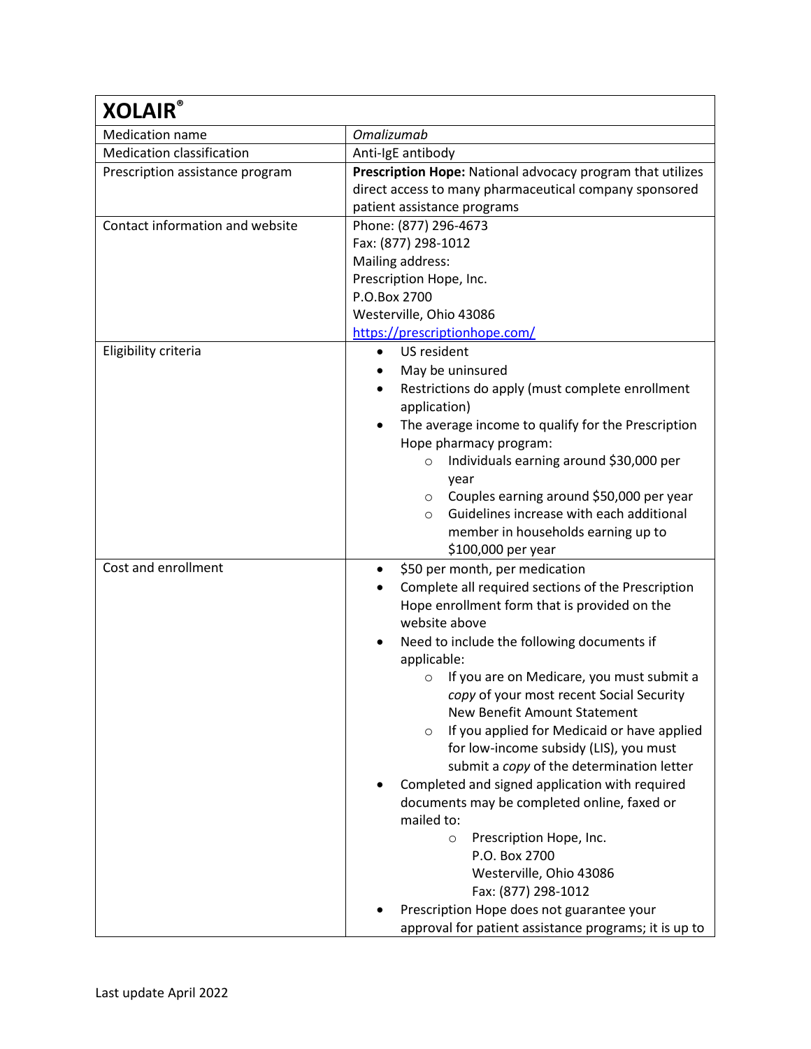| XOLAIR® | |
|---|---|
| Medication name | *Omalizumab* |
| Medication classification | Anti-IgE antibody |
| Prescription assistance program | **Prescription Hope:** National advocacy program that utilizes direct access to many pharmaceutical company sponsored patient assistance programs |
| Contact information and website | Phone: (877) 296-4673<br>Fax: (877) 298-1012<br>Mailing address:<br>Prescription Hope, Inc.<br>P.O.Box 2700<br>Westerville, Ohio 43086<br>[https://prescriptionhope.com/](https://prescriptionhope.com/) |
| Eligibility criteria | • US resident<br>• May be uninsured<br>• Restrictions do apply (must complete enrollment application)<br>• The average income to qualify for the Prescription Hope pharmacy program:<br>&nbsp;&nbsp;&nbsp;&nbsp;○ Individuals earning around $30,000 per year<br>&nbsp;&nbsp;&nbsp;&nbsp;○ Couples earning around $50,000 per year<br>&nbsp;&nbsp;&nbsp;&nbsp;○ Guidelines increase with each additional member in households earning up to $100,000 per year |
| Cost and enrollment | • $50 per month, per medication<br>• Complete all required sections of the Prescription Hope enrollment form that is provided on the website above<br>• Need to include the following documents if applicable:<br>&nbsp;&nbsp;&nbsp;&nbsp;○ If you are on Medicare, you must submit a *copy* of your most recent Social Security New Benefit Amount Statement<br>&nbsp;&nbsp;&nbsp;&nbsp;○ If you applied for Medicaid or have applied for low-income subsidy (LIS), you must submit a *copy* of the determination letter<br>• Completed and signed application with required documents may be completed online, faxed or mailed to:<br>&nbsp;&nbsp;&nbsp;&nbsp;○ Prescription Hope, Inc.<br>&nbsp;&nbsp;&nbsp;&nbsp;&nbsp;&nbsp;&nbsp;P.O. Box 2700<br>&nbsp;&nbsp;&nbsp;&nbsp;&nbsp;&nbsp;&nbsp;Westerville, Ohio 43086<br>&nbsp;&nbsp;&nbsp;&nbsp;&nbsp;&nbsp;&nbsp;Fax: (877) 298-1012<br>• Prescription Hope does not guarantee your approval for patient assistance programs; it is up to |

Last update April 2022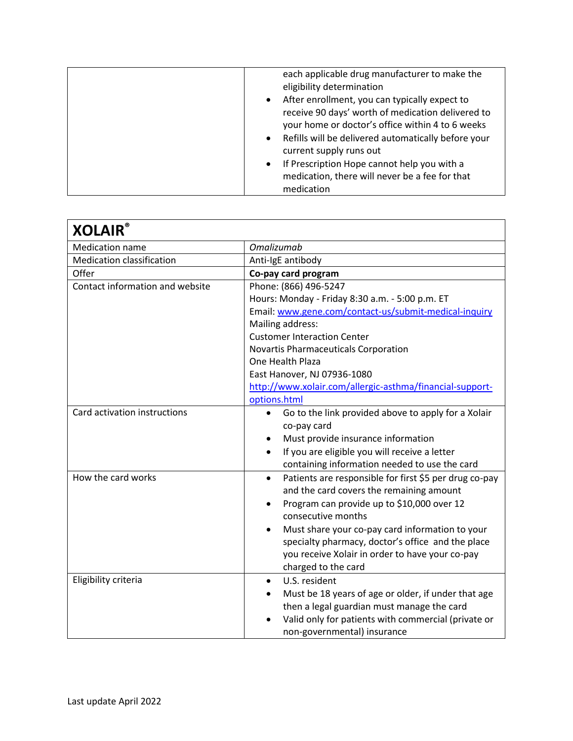| | |
|---|---|
| | each applicable drug manufacturer to make the eligibility determination<br>• After enrollment, you can typically expect to receive 90 days' worth of medication delivered to your home or doctor's office within 4 to 6 weeks<br>• Refills will be delivered automatically before your current supply runs out<br>• If Prescription Hope cannot help you with a medication, there will never be a fee for that medication |

| **XOLAIR®** | |
|---|---|
| Medication name | *Omalizumab* |
| Medication classification | Anti-IgE antibody |
| Offer | **Co-pay card program** |
| Contact information and website | Phone: (866) 496-5247<br>Hours: Monday - Friday 8:30 a.m. - 5:00 p.m. ET<br>Email: [www.gene.com/contact-us/submit-medical-inquiry](www.gene.com/contact-us/submit-medical-inquiry)<br>Mailing address:<br>Customer Interaction Center<br>Novartis Pharmaceuticals Corporation<br>One Health Plaza<br>East Hanover, NJ 07936-1080<br>[http://www.xolair.com/allergic-asthma/financial-support-options.html](http://www.xolair.com/allergic-asthma/financial-support-options.html) |
| Card activation instructions | • Go to the link provided above to apply for a Xolair co-pay card<br>• Must provide insurance information<br>• If you are eligible you will receive a letter containing information needed to use the card |
| How the card works | • Patients are responsible for first $5 per drug co-pay and the card covers the remaining amount<br>• Program can provide up to $10,000 over 12 consecutive months<br>• Must share your co-pay card information to your specialty pharmacy, doctor's office and the place you receive Xolair in order to have your co-pay charged to the card |
| Eligibility criteria | • U.S. resident<br>• Must be 18 years of age or older, if under that age then a legal guardian must manage the card<br>• Valid only for patients with commercial (private or non-governmental) insurance |

Last update April 2022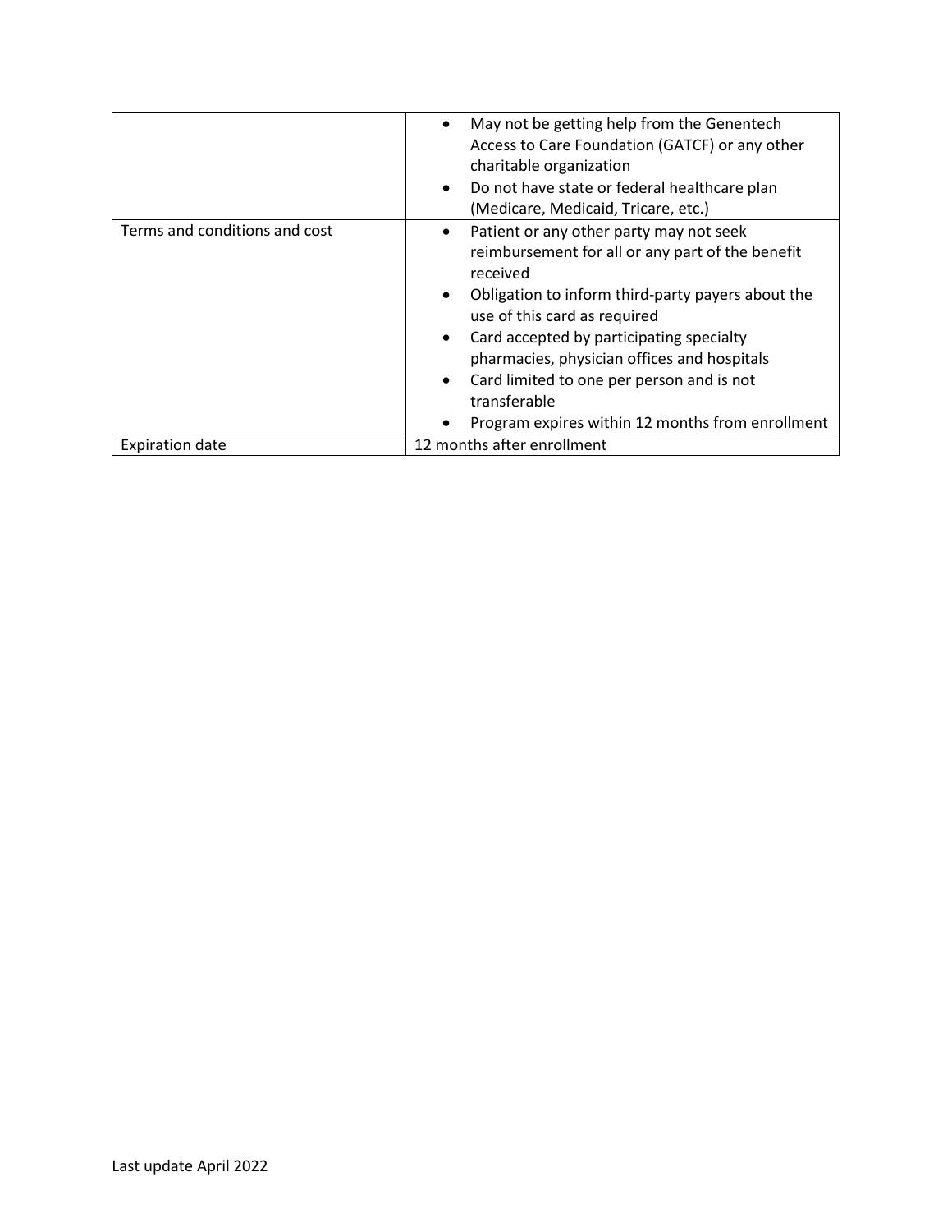| | |
|---|---|
| | • May not be getting help from the Genentech Access to Care Foundation (GATCF) or any other charitable organization<br>• Do not have state or federal healthcare plan (Medicare, Medicaid, Tricare, etc.) |
| Terms and conditions and cost | • Patient or any other party may not seek reimbursement for all or any part of the benefit received<br>• Obligation to inform third-party payers about the use of this card as required<br>• Card accepted by participating specialty pharmacies, physician offices and hospitals<br>• Card limited to one per person and is not transferable<br>• Program expires within 12 months from enrollment |
| Expiration date | 12 months after enrollment |

Last update April 2022